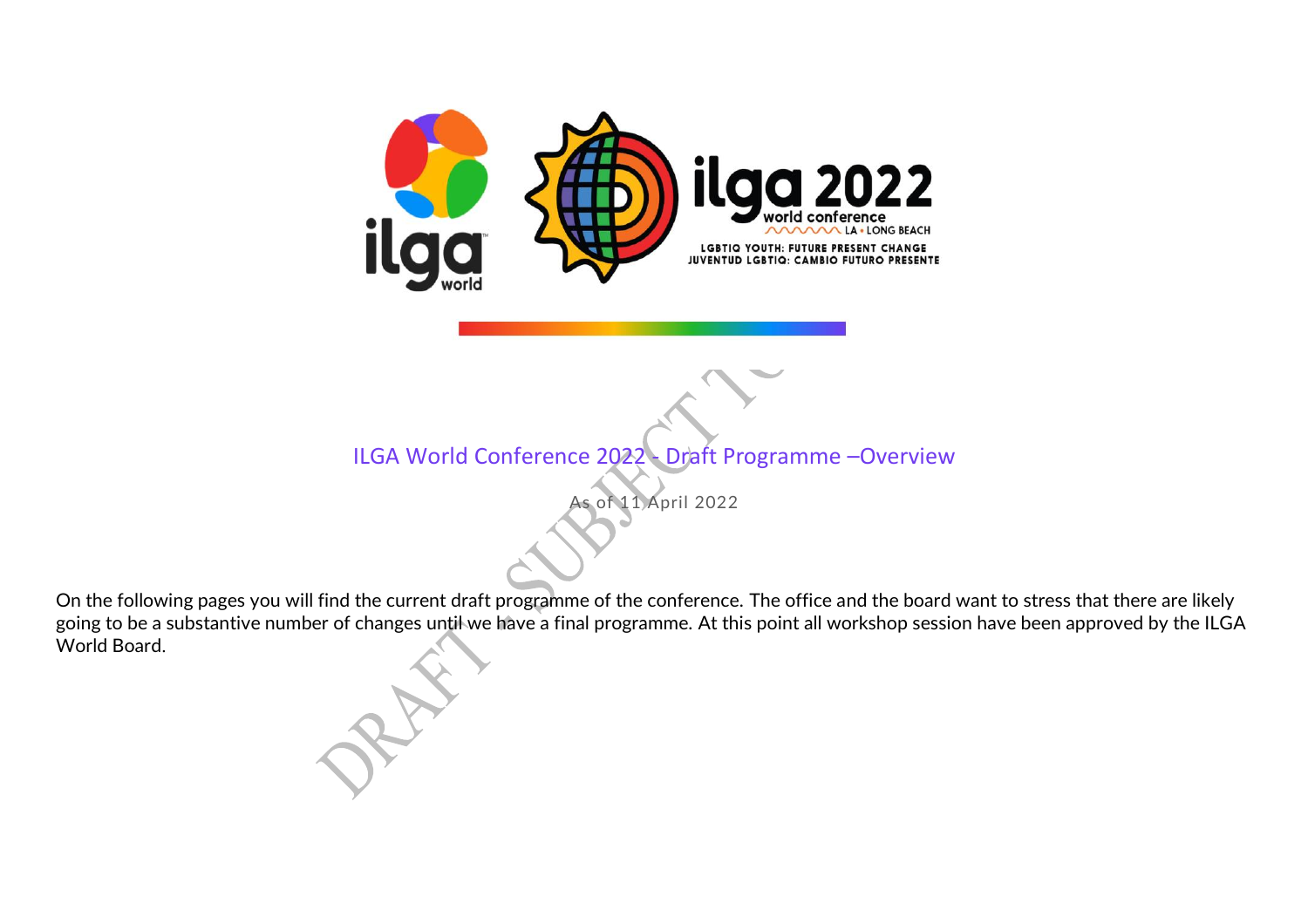ilga world

ilga 2022 world conference LA • LONG BEACH

LGBTIQ YOUTH: FUTURE PRESENT CHANGE
JUVENTUD LGBTIQ: CAMBIO FUTURO PRESENTE

# ILGA World Conference 2022 - Draft Programme –Overview

As of 11 April 2022

On the following pages you will find the current draft programme of the conference. The office and the board want to stress that there are likely going to be a substantive number of changes until we have a final programme. At this point all workshop session have been approved by the ILGA World Board.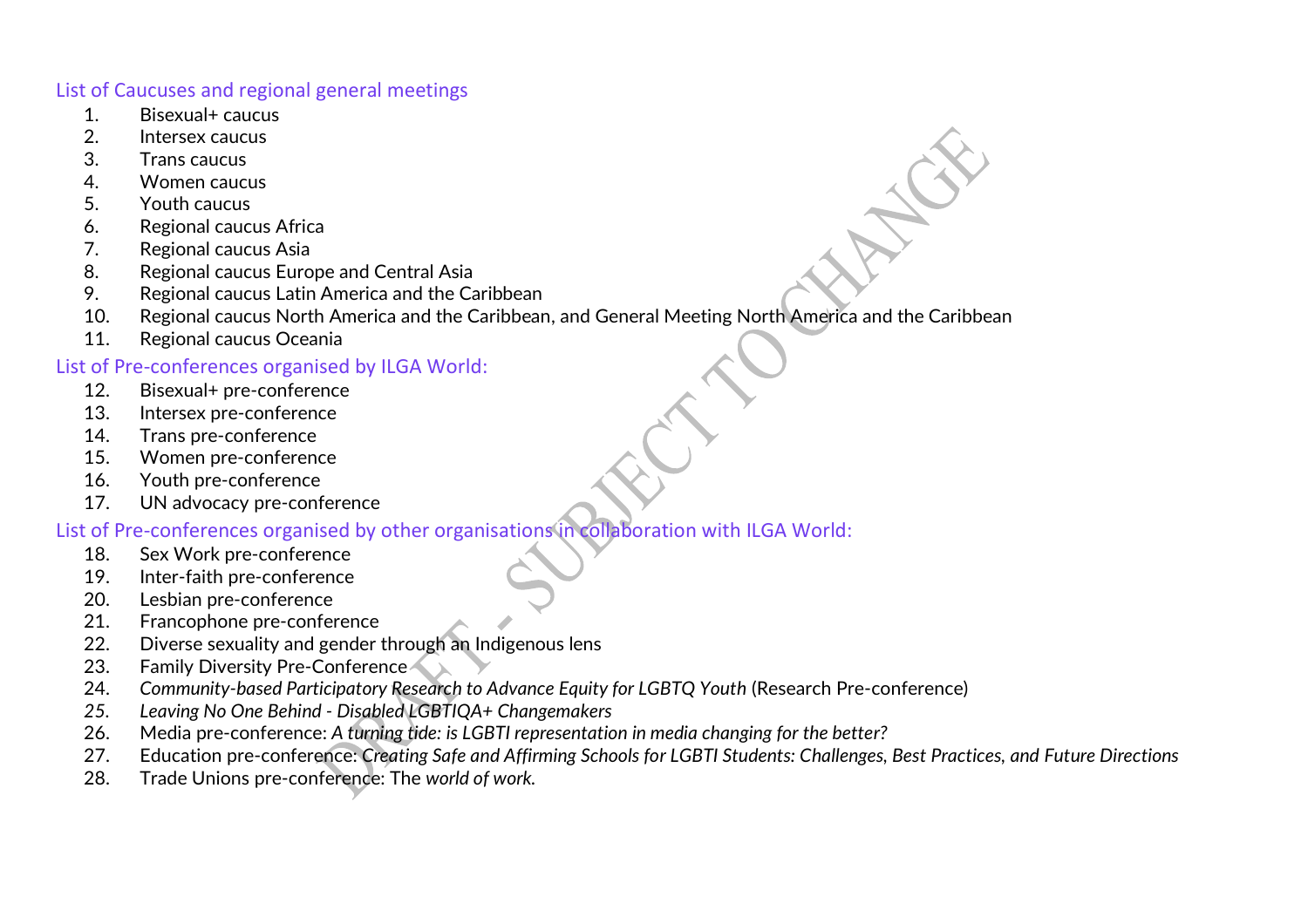## List of Caucuses and regional general meetings

1. Bisexual+ caucus
2. Intersex caucus
3. Trans caucus
4. Women caucus
5. Youth caucus
6. Regional caucus Africa
7. Regional caucus Asia
8. Regional caucus Europe and Central Asia
9. Regional caucus Latin America and the Caribbean
10. Regional caucus North America and the Caribbean, and General Meeting North America and the Caribbean
11. Regional caucus Oceania

## List of Pre-conferences organised by ILGA World:

12. Bisexual+ pre-conference
13. Intersex pre-conference
14. Trans pre-conference
15. Women pre-conference
16. Youth pre-conference
17. UN advocacy pre-conference

## List of Pre-conferences organised by other organisations in collaboration with ILGA World:

18. Sex Work pre-conference
19. Inter-faith pre-conference
20. Lesbian pre-conference
21. Francophone pre-conference
22. Diverse sexuality and gender through an Indigenous lens
23. Family Diversity Pre-Conference
24. *Community-based Participatory Research to Advance Equity for LGBTQ Youth* (Research Pre-conference)
25. *Leaving No One Behind - Disabled LGBTIQA+ Changemakers*
26. Media pre-conference: *A turning tide: is LGBTI representation in media changing for the better?*
27. Education pre-conference: *Creating Safe and Affirming Schools for LGBTI Students: Challenges, Best Practices, and Future Directions*
28. Trade Unions pre-conference: The *world of work.*

DRAFT - SUBJECT TO CHANGE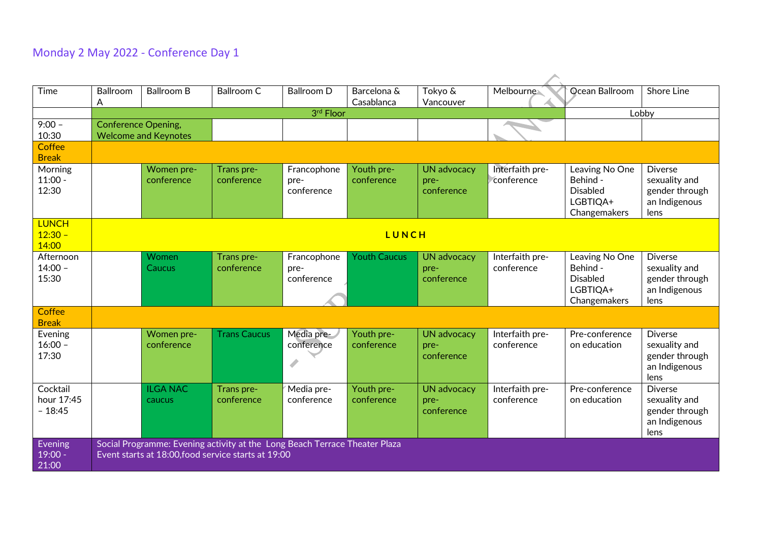# Monday 2 May 2022 - Conference Day 1

| Time | Ballroom A | Ballroom B | Ballroom C | Ballroom D | Barcelona & Casablanca | Tokyo & Vancouver | Melbourne | Ocean Ballroom | Shore Line |
|---|---|---|---|---|---|---|---|---|---|
| | 3rd Floor | | | | | | | Lobby | |
| 9:00 – 10:30 | Conference Opening, Welcome and Keynotes | | | | | | | | |
| Coffee Break | | | | | | | | | |
| Morning 11:00 - 12:30 | | Women pre-conference | Trans pre-conference | Francophone pre-conference | Youth pre-conference | UN advocacy pre-conference | Interfaith pre-conference | Leaving No One Behind - Disabled LGBTIQA+ Changemakers | Diverse sexuality and gender through an Indigenous lens |
| LUNCH 12:30 – 14:00 | LUNCH | | | | | | | | |
| Afternoon 14:00 – 15:30 | | Women Caucus | Trans pre-conference | Francophone pre-conference | Youth Caucus | UN advocacy pre-conference | Interfaith pre-conference | Leaving No One Behind - Disabled LGBTIQA+ Changemakers | Diverse sexuality and gender through an Indigenous lens |
| Coffee Break | | | | | | | | | |
| Evening 16:00 – 17:30 | | Women pre-conference | Trans Caucus | Media pre-conference | Youth pre-conference | UN advocacy pre-conference | Interfaith pre-conference | Pre-conference on education | Diverse sexuality and gender through an Indigenous lens |
| Cocktail hour 17:45 – 18:45 | | ILGA NAC caucus | Trans pre-conference | Media pre-conference | Youth pre-conference | UN advocacy pre-conference | Interfaith pre-conference | Pre-conference on education | Diverse sexuality and gender through an Indigenous lens |
| Evening 19:00 - 21:00 | Social Programme: Evening activity at the Long Beach Terrace Theater Plaza<br>Event starts at 18:00,food service starts at 19:00 | | | | | | | | |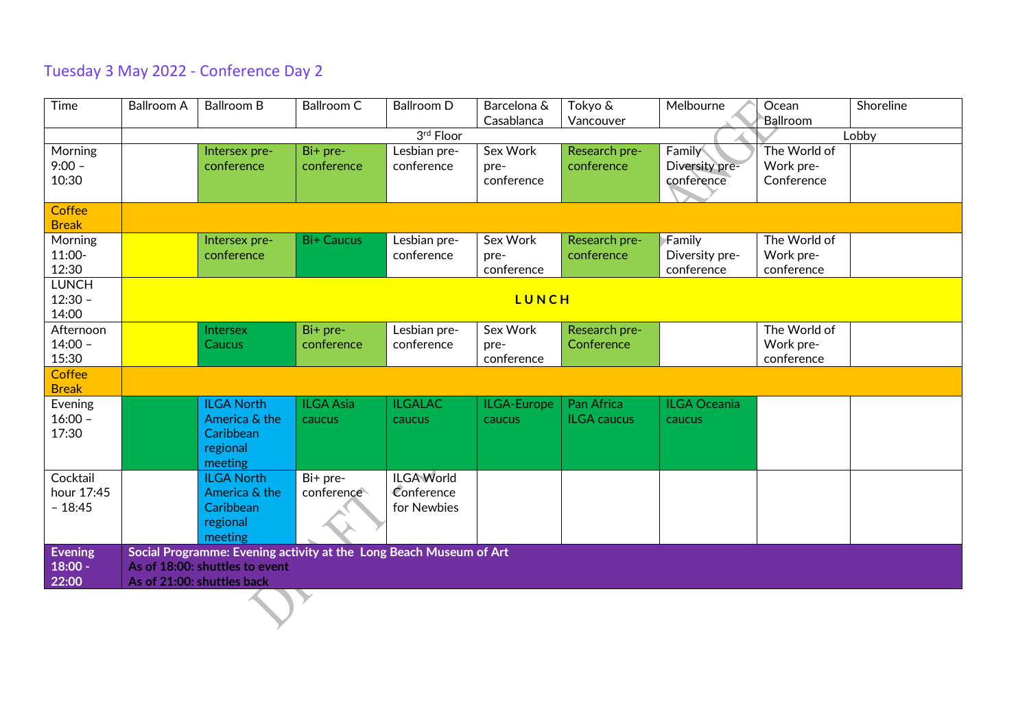## Tuesday 3 May 2022 - Conference Day 2

| Time | Ballroom A | Ballroom B | Ballroom C | Ballroom D | Barcelona & Casablanca | Tokyo & Vancouver | Melbourne | Ocean Ballroom | Shoreline |
|---|---|---|---|---|---|---|---|---|---|
| | 3rd Floor | | | | | | | Lobby | |
| Morning 9:00 – 10:30 | | Intersex pre-conference | Bi+ pre-conference | Lesbian pre-conference | Sex Work pre-conference | Research pre-conference | Family Diversity pre-conference | The World of Work pre-Conference | |
| Coffee Break | | | | | | | | | |
| Morning 11:00-12:30 | | Intersex pre-conference | Bi+ Caucus | Lesbian pre-conference | Sex Work pre-conference | Research pre-conference | Family Diversity pre-conference | The World of Work pre-conference | |
| LUNCH 12:30 – 14:00 | L U N C H | | | | | | | | |
| Afternoon 14:00 – 15:30 | | Intersex Caucus | Bi+ pre-conference | Lesbian pre-conference | Sex Work pre-conference | Research pre-Conference | | The World of Work pre-conference | |
| Coffee Break | | | | | | | | | |
| Evening 16:00 – 17:30 | | ILGA North America & the Caribbean regional meeting | ILGA Asia caucus | ILGALAC caucus | ILGA-Europe caucus | Pan Africa ILGA caucus | ILGA Oceania caucus | | |
| Cocktail hour 17:45 – 18:45 | | ILGA North America & the Caribbean regional meeting | Bi+ pre-conference | ILGA World Conference for Newbies | | | | | |
| **Evening 18:00 - 22:00** | **Social Programme: Evening activity at the Long Beach Museum of Art**<br>**As of 18:00: shuttles to event**<br>**As of 21:00: shuttles back** | | | | | | | | |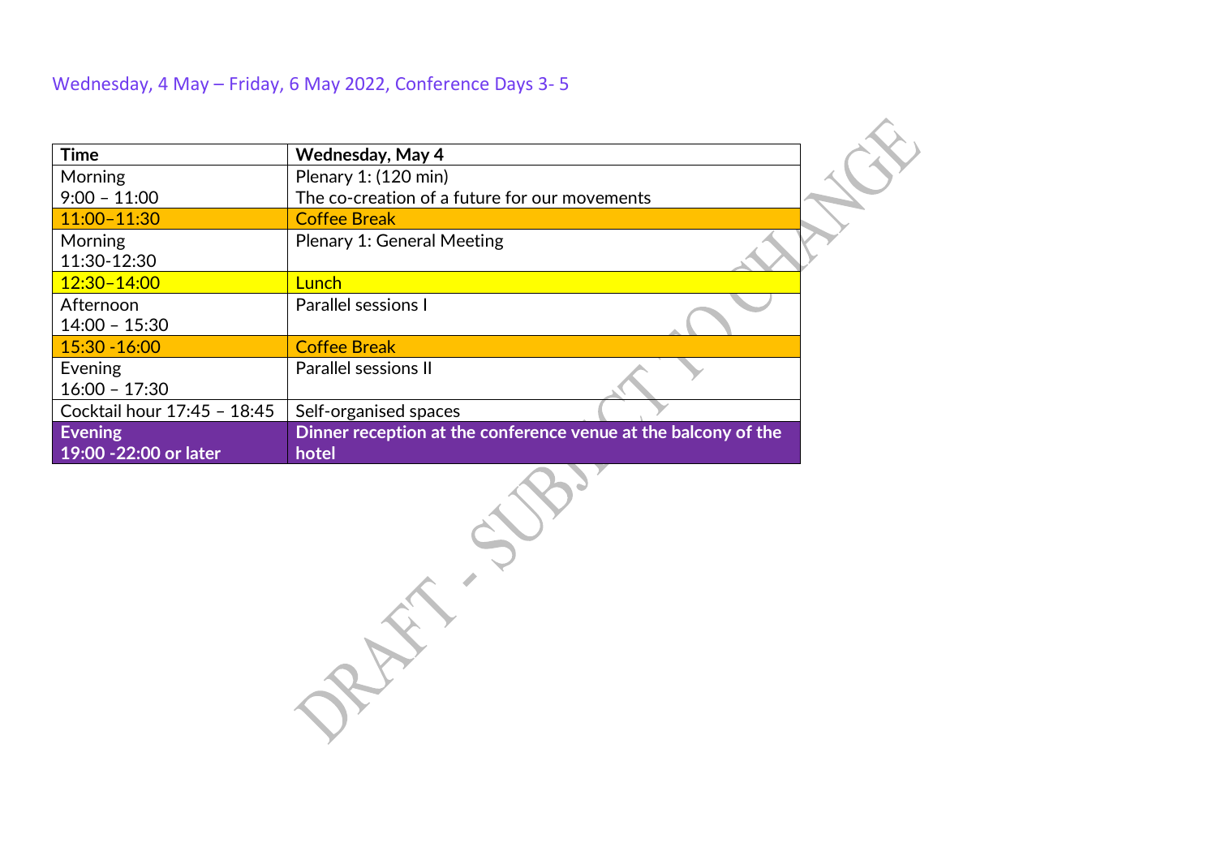Wednesday, 4 May – Friday, 6 May 2022, Conference Days 3- 5

| Time | Wednesday, May 4 |
| --- | --- |
| Morning 9:00 – 11:00 | Plenary 1: (120 min) The co-creation of a future for our movements |
| 11:00–11:30 | Coffee Break |
| Morning 11:30-12:30 | Plenary 1: General Meeting |
| 12:30–14:00 | Lunch |
| Afternoon 14:00 – 15:30 | Parallel sessions I |
| 15:30 -16:00 | Coffee Break |
| Evening 16:00 – 17:30 | Parallel sessions II |
| Cocktail hour 17:45 – 18:45 | Self-organised spaces |
| **Evening 19:00 -22:00 or later** | **Dinner reception at the conference venue at the balcony of the hotel** |

DRAFT - SUBJECT TO CHANGE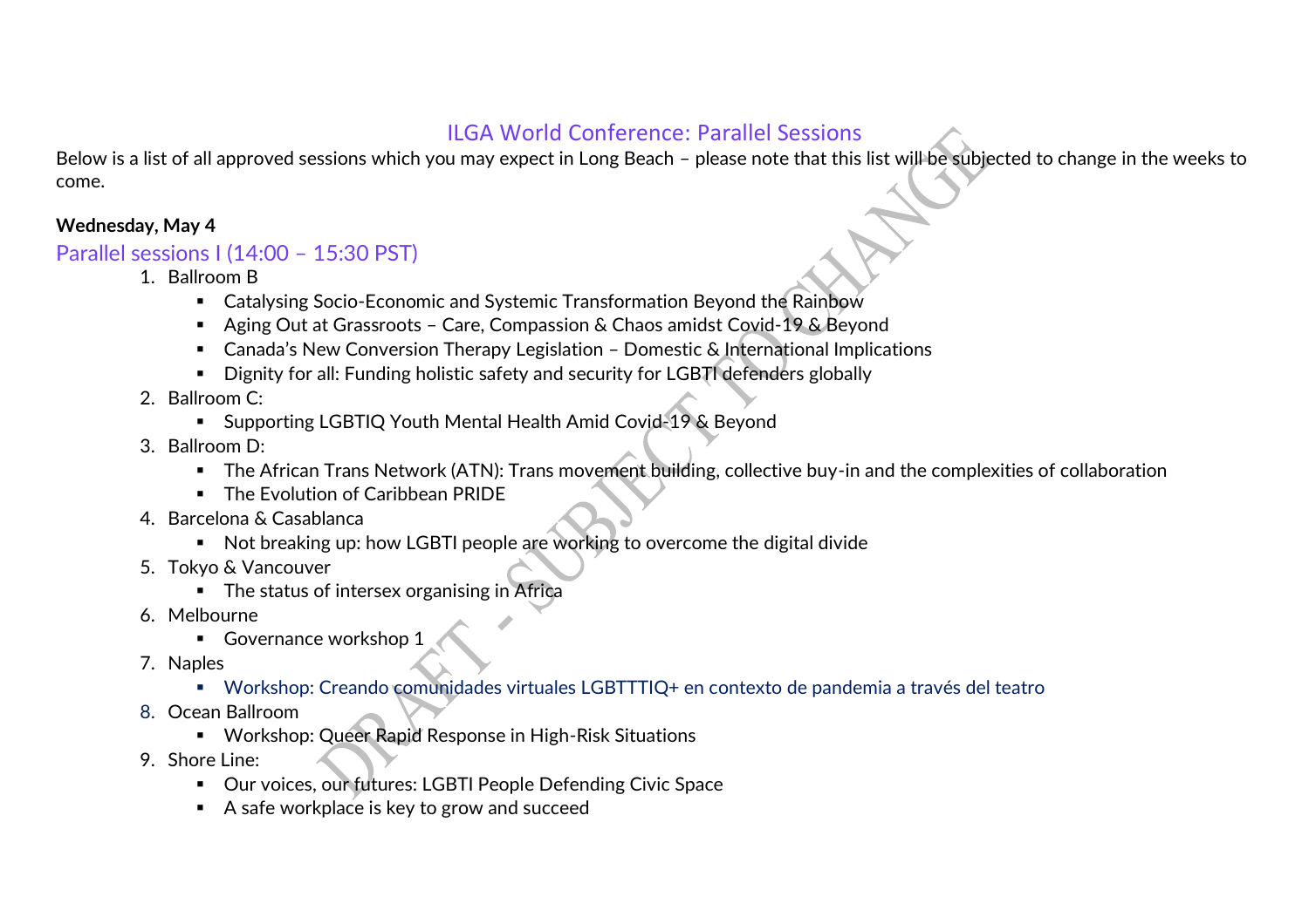# ILGA World Conference: Parallel Sessions

Below is a list of all approved sessions which you may expect in Long Beach – please note that this list will be subjected to change in the weeks to come.

**Wednesday, May 4**

## Parallel sessions I (14:00 – 15:30 PST)

1. Ballroom B
   - Catalysing Socio-Economic and Systemic Transformation Beyond the Rainbow
   - Aging Out at Grassroots – Care, Compassion & Chaos amidst Covid-19 & Beyond
   - Canada's New Conversion Therapy Legislation – Domestic & International Implications
   - Dignity for all: Funding holistic safety and security for LGBTI defenders globally
2. Ballroom C:
   - Supporting LGBTIQ Youth Mental Health Amid Covid-19 & Beyond
3. Ballroom D:
   - The African Trans Network (ATN): Trans movement building, collective buy-in and the complexities of collaboration
   - The Evolution of Caribbean PRIDE
4. Barcelona & Casablanca
   - Not breaking up: how LGBTI people are working to overcome the digital divide
5. Tokyo & Vancouver
   - The status of intersex organising in Africa
6. Melbourne
   - Governance workshop 1
7. Naples
   - Workshop: Creando comunidades virtuales LGBTTTIQ+ en contexto de pandemia a través del teatro
8. Ocean Ballroom
   - Workshop: Queer Rapid Response in High-Risk Situations
9. Shore Line:
   - Our voices, our futures: LGBTI People Defending Civic Space
   - A safe workplace is key to grow and succeed

DRAFT - SUBJECT TO CHANGE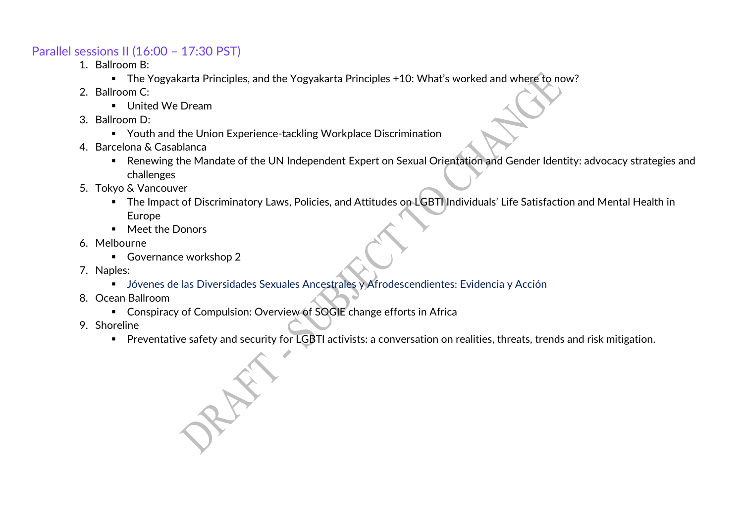## Parallel sessions II (16:00 – 17:30 PST)

1. Ballroom B:
   - The Yogyakarta Principles, and the Yogyakarta Principles +10: What's worked and where to now?
2. Ballroom C:
   - United We Dream
3. Ballroom D:
   - Youth and the Union Experience-tackling Workplace Discrimination
4. Barcelona & Casablanca
   - Renewing the Mandate of the UN Independent Expert on Sexual Orientation and Gender Identity: advocacy strategies and challenges
5. Tokyo & Vancouver
   - The Impact of Discriminatory Laws, Policies, and Attitudes on LGBTI Individuals' Life Satisfaction and Mental Health in Europe
   - Meet the Donors
6. Melbourne
   - Governance workshop 2
7. Naples:
   - Jóvenes de las Diversidades Sexuales Ancestrales y Afrodescendientes: Evidencia y Acción
8. Ocean Ballroom
   - Conspiracy of Compulsion: Overview of SOGIE change efforts in Africa
9. Shoreline
   - Preventative safety and security for LGBTI activists: a conversation on realities, threats, trends and risk mitigation.

DRAFT - SUBJECT TO CHANGE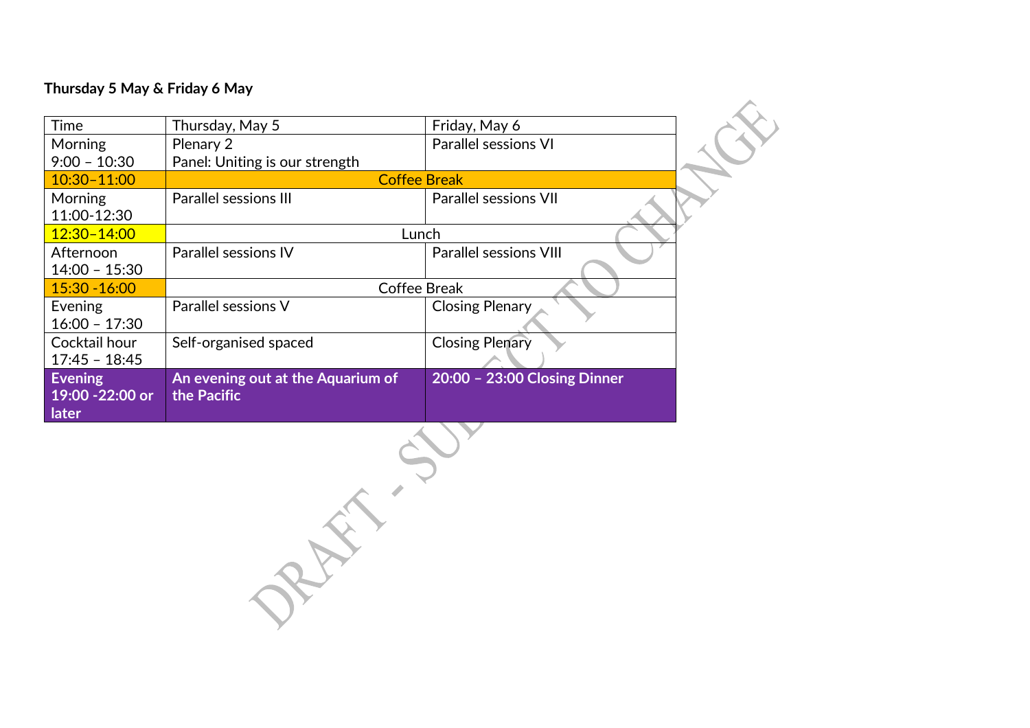**Thursday 5 May & Friday 6 May**

| Time | Thursday, May 5 | Friday, May 6 |
|---|---|---|
| Morning 9:00 – 10:30 | Plenary 2 Panel: Uniting is our strength | Parallel sessions VI |
| 10:30–11:00 | Coffee Break | |
| Morning 11:00-12:30 | Parallel sessions III | Parallel sessions VII |
| 12:30–14:00 | Lunch | |
| Afternoon 14:00 – 15:30 | Parallel sessions IV | Parallel sessions VIII |
| 15:30 -16:00 | Coffee Break | |
| Evening 16:00 – 17:30 | Parallel sessions V | Closing Plenary |
| Cocktail hour 17:45 – 18:45 | Self-organised spaced | Closing Plenary |
| **Evening 19:00 -22:00 or later** | **An evening out at the Aquarium of the Pacific** | **20:00 – 23:00 Closing Dinner** |

DRAFT - SUBJECT TO CHANGE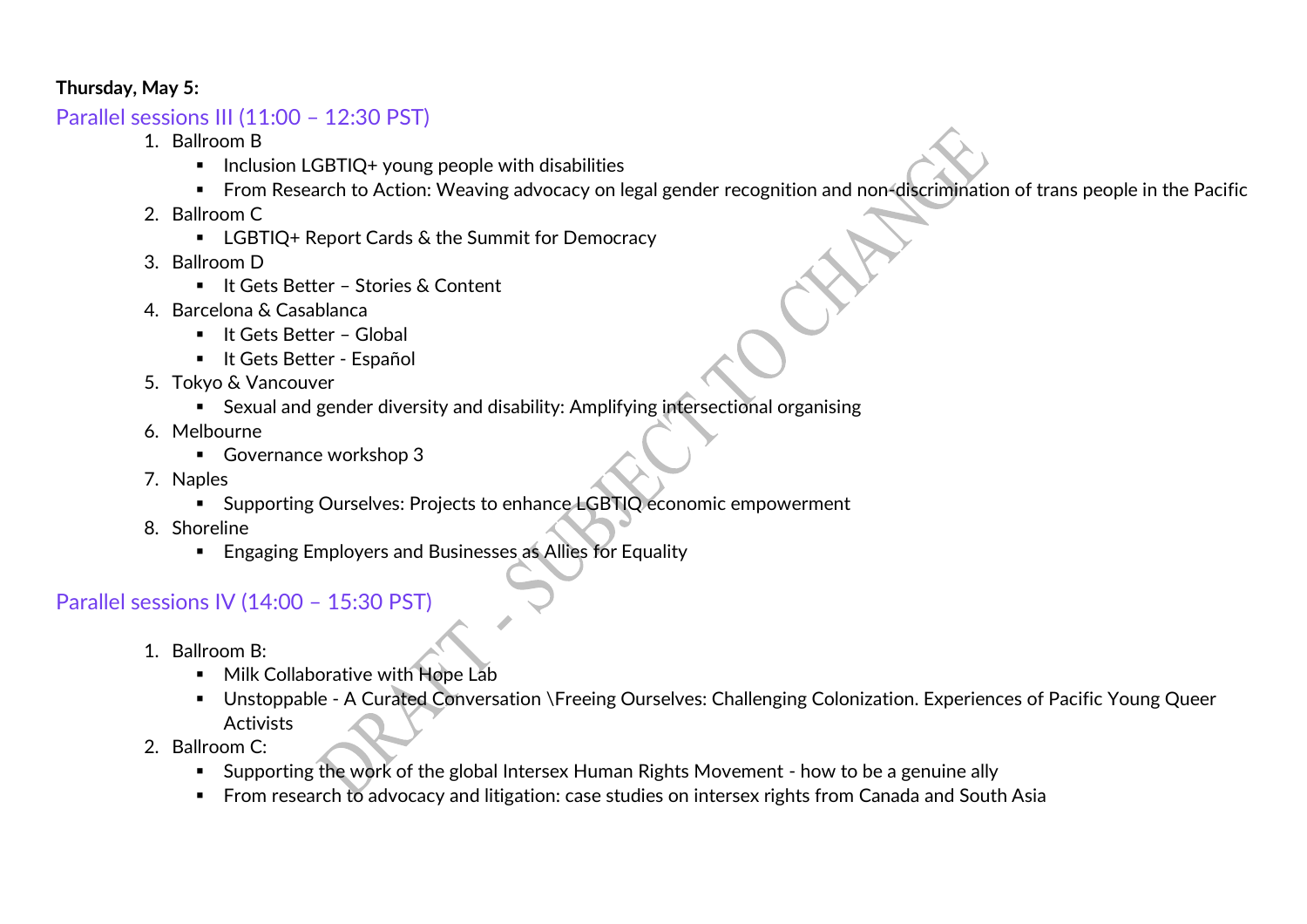**Thursday, May 5:**

## Parallel sessions III (11:00 – 12:30 PST)

1. Ballroom B
   - Inclusion LGBTIQ+ young people with disabilities
   - From Research to Action: Weaving advocacy on legal gender recognition and non-discrimination of trans people in the Pacific
2. Ballroom C
   - LGBTIQ+ Report Cards & the Summit for Democracy
3. Ballroom D
   - It Gets Better – Stories & Content
4. Barcelona & Casablanca
   - It Gets Better – Global
   - It Gets Better - Español
5. Tokyo & Vancouver
   - Sexual and gender diversity and disability: Amplifying intersectional organising
6. Melbourne
   - Governance workshop 3
7. Naples
   - Supporting Ourselves: Projects to enhance LGBTIQ economic empowerment
8. Shoreline
   - Engaging Employers and Businesses as Allies for Equality

## Parallel sessions IV (14:00 – 15:30 PST)

1. Ballroom B:
   - Milk Collaborative with Hope Lab
   - Unstoppable - A Curated Conversation \Freeing Ourselves: Challenging Colonization. Experiences of Pacific Young Queer Activists
2. Ballroom C:
   - Supporting the work of the global Intersex Human Rights Movement - how to be a genuine ally
   - From research to advocacy and litigation: case studies on intersex rights from Canada and South Asia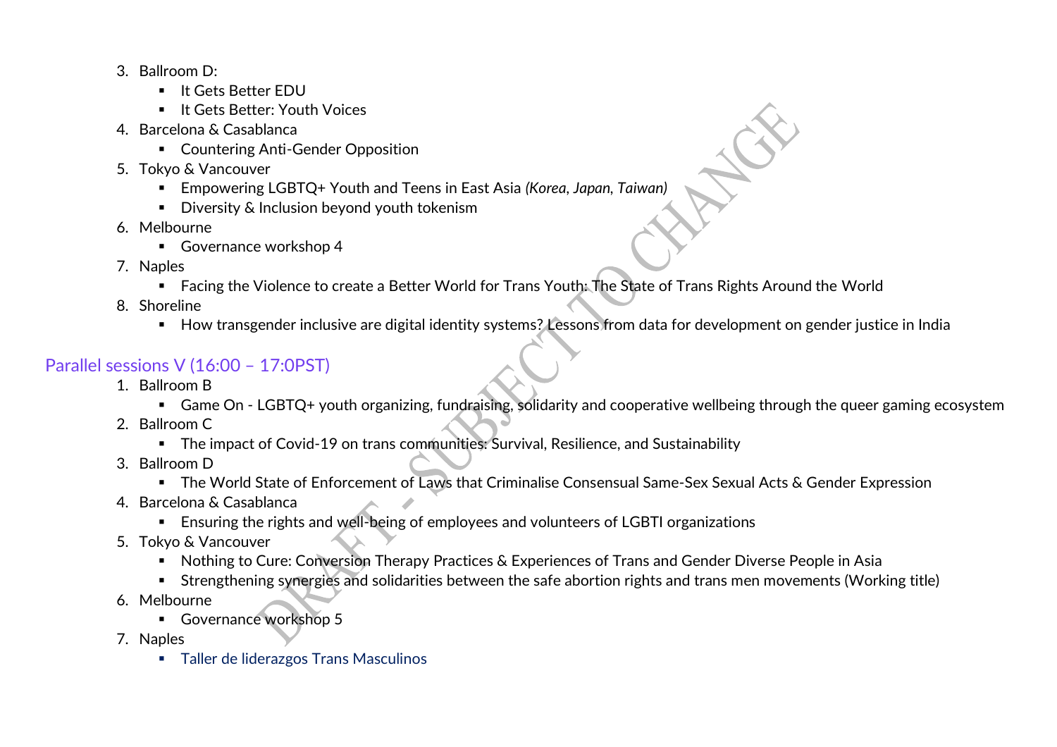3. Ballroom D:
    - It Gets Better EDU
    - It Gets Better: Youth Voices
4. Barcelona & Casablanca
    - Countering Anti-Gender Opposition
5. Tokyo & Vancouver
    - Empowering LGBTQ+ Youth and Teens in East Asia *(Korea, Japan, Taiwan)*
    - Diversity & Inclusion beyond youth tokenism
6. Melbourne
    - Governance workshop 4
7. Naples
    - Facing the Violence to create a Better World for Trans Youth: The State of Trans Rights Around the World
8. Shoreline
    - How transgender inclusive are digital identity systems? Lessons from data for development on gender justice in India

## Parallel sessions V (16:00 – 17:0PST)

1. Ballroom B
    - Game On - LGBTQ+ youth organizing, fundraising, solidarity and cooperative wellbeing through the queer gaming ecosystem
2. Ballroom C
    - The impact of Covid-19 on trans communities: Survival, Resilience, and Sustainability
3. Ballroom D
    - The World State of Enforcement of Laws that Criminalise Consensual Same-Sex Sexual Acts & Gender Expression
4. Barcelona & Casablanca
    - Ensuring the rights and well-being of employees and volunteers of LGBTI organizations
5. Tokyo & Vancouver
    - Nothing to Cure: Conversion Therapy Practices & Experiences of Trans and Gender Diverse People in Asia
    - Strengthening synergies and solidarities between the safe abortion rights and trans men movements (Working title)
6. Melbourne
    - Governance workshop 5
7. Naples
    - Taller de liderazgos Trans Masculinos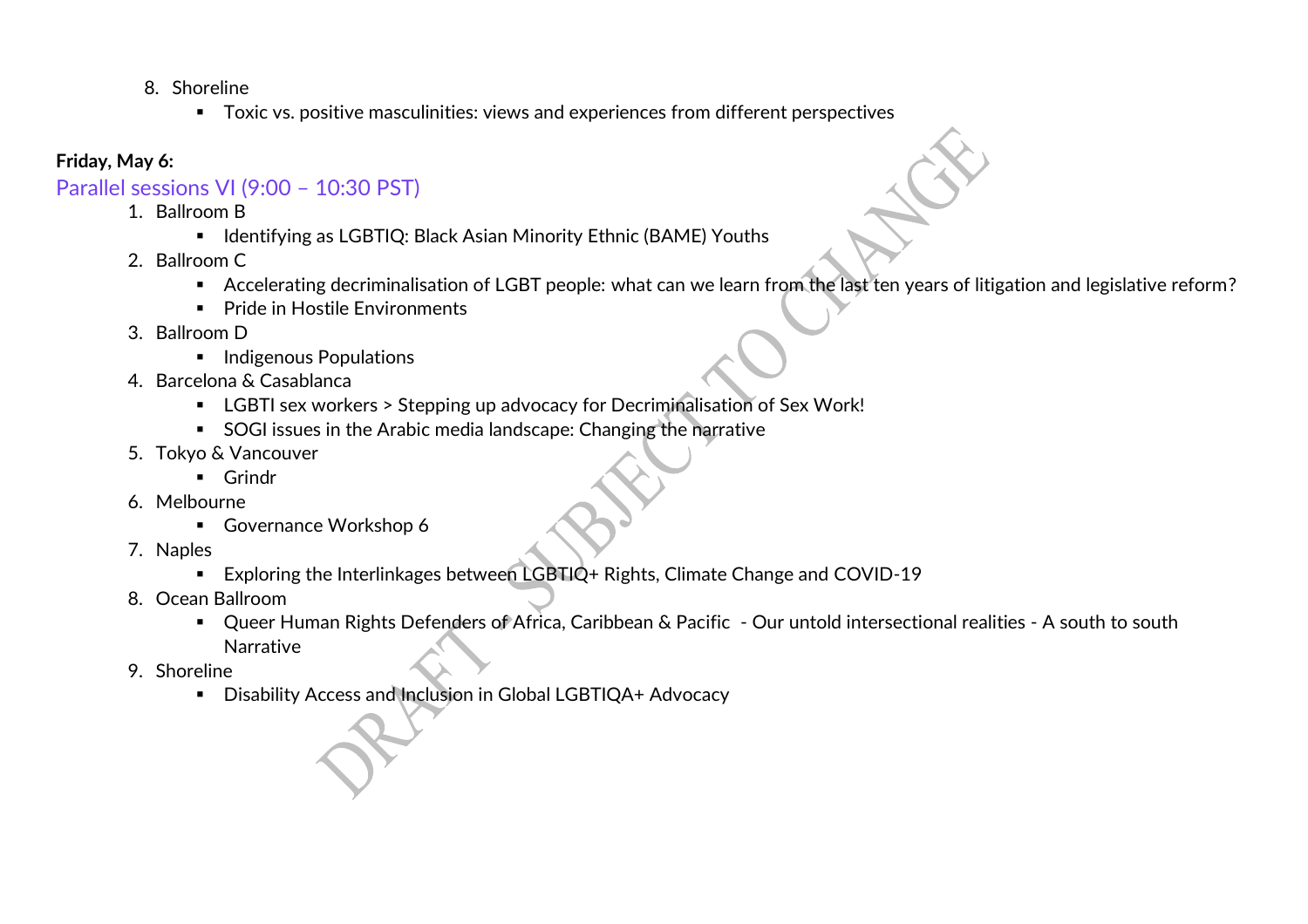8. Shoreline
    - Toxic vs. positive masculinities: views and experiences from different perspectives

**Friday, May 6:**

## Parallel sessions VI (9:00 – 10:30 PST)

1. Ballroom B
    - Identifying as LGBTIQ: Black Asian Minority Ethnic (BAME) Youths
2. Ballroom C
    - Accelerating decriminalisation of LGBT people: what can we learn from the last ten years of litigation and legislative reform?
    - Pride in Hostile Environments
3. Ballroom D
    - Indigenous Populations
4. Barcelona & Casablanca
    - LGBTI sex workers > Stepping up advocacy for Decriminalisation of Sex Work!
    - SOGI issues in the Arabic media landscape: Changing the narrative
5. Tokyo & Vancouver
    - Grindr
6. Melbourne
    - Governance Workshop 6
7. Naples
    - Exploring the Interlinkages between LGBTIQ+ Rights, Climate Change and COVID-19
8. Ocean Ballroom
    - Queer Human Rights Defenders of Africa, Caribbean & Pacific - Our untold intersectional realities - A south to south Narrative
9. Shoreline
    - Disability Access and Inclusion in Global LGBTIQA+ Advocacy

DRAFT SUBJECT TO CHANGE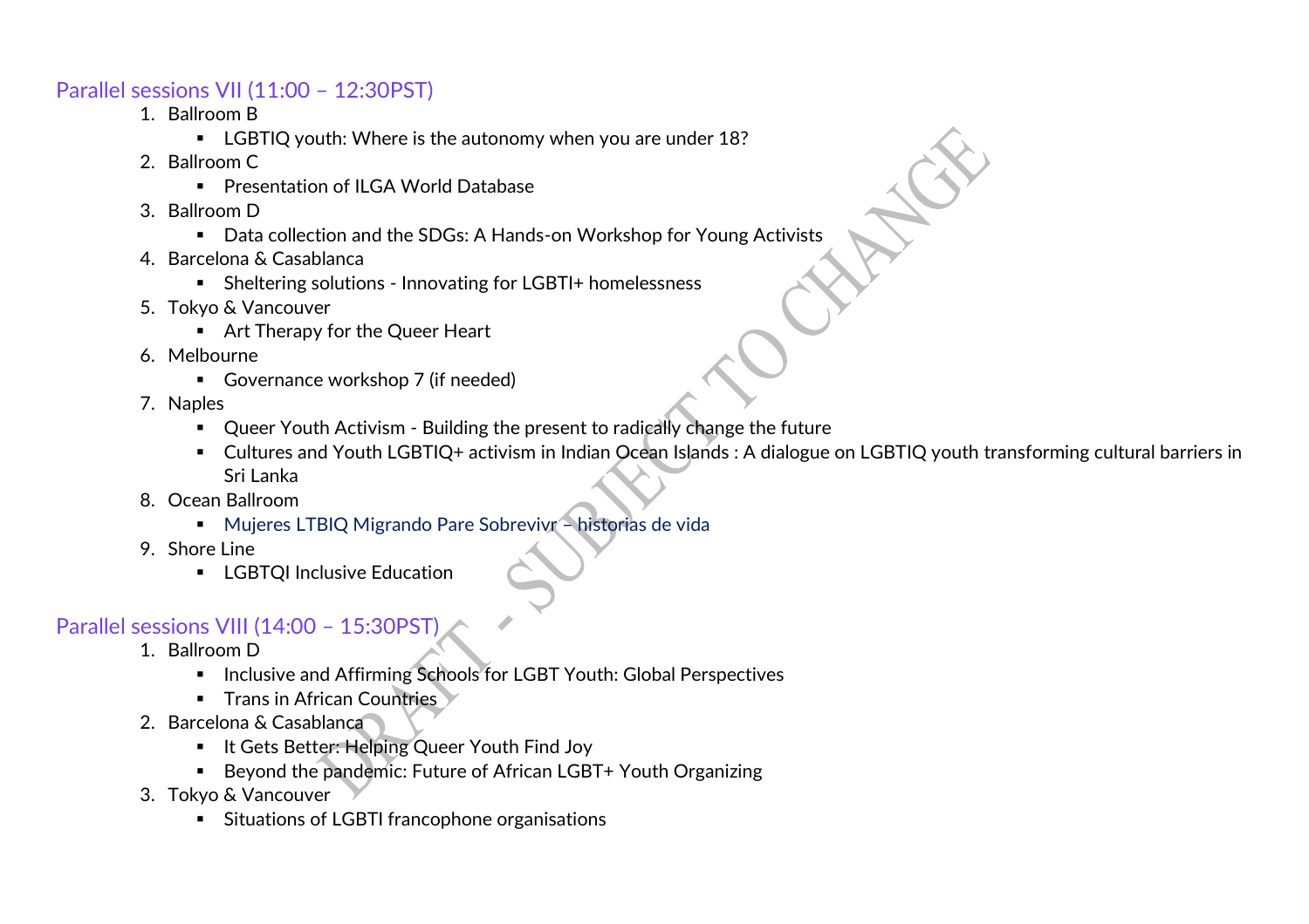## Parallel sessions VII (11:00 – 12:30PST)

1. Ballroom B
   - LGBTIQ youth: Where is the autonomy when you are under 18?
2. Ballroom C
   - Presentation of ILGA World Database
3. Ballroom D
   - Data collection and the SDGs: A Hands-on Workshop for Young Activists
4. Barcelona & Casablanca
   - Sheltering solutions - Innovating for LGBTI+ homelessness
5. Tokyo & Vancouver
   - Art Therapy for the Queer Heart
6. Melbourne
   - Governance workshop 7 (if needed)
7. Naples
   - Queer Youth Activism - Building the present to radically change the future
   - Cultures and Youth LGBTIQ+ activism in Indian Ocean Islands : A dialogue on LGBTIQ youth transforming cultural barriers in Sri Lanka
8. Ocean Ballroom
   - Mujeres LTBIQ Migrando Pare Sobrevivr – historias de vida
9. Shore Line
   - LGBTQI Inclusive Education

## Parallel sessions VIII (14:00 – 15:30PST)

1. Ballroom D
   - Inclusive and Affirming Schools for LGBT Youth: Global Perspectives
   - Trans in African Countries
2. Barcelona & Casablanca
   - It Gets Better: Helping Queer Youth Find Joy
   - Beyond the pandemic: Future of African LGBT+ Youth Organizing
3. Tokyo & Vancouver
   - Situations of LGBTI francophone organisations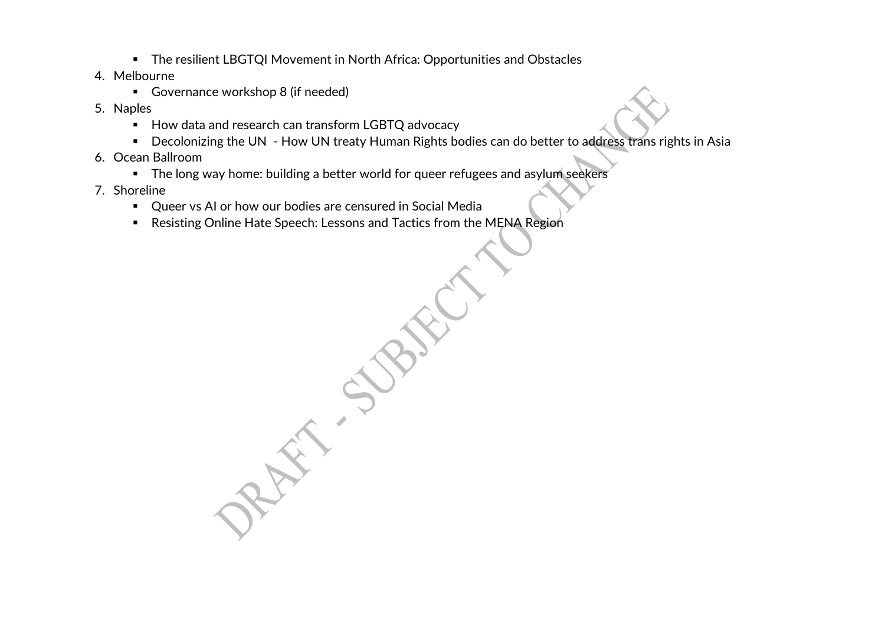- The resilient LBGTQI Movement in North Africa: Opportunities and Obstacles

4. Melbourne
    - Governance workshop 8 (if needed)
5. Naples
    - How data and research can transform LGBTQ advocacy
    - Decolonizing the UN  - How UN treaty Human Rights bodies can do better to address trans rights in Asia
6. Ocean Ballroom
    - The long way home: building a better world for queer refugees and asylum seekers
7. Shoreline
    - Queer vs AI or how our bodies are censured in Social Media
    - Resisting Online Hate Speech: Lessons and Tactics from the MENA Region

DRAFT - SUBJECT TO CHANGE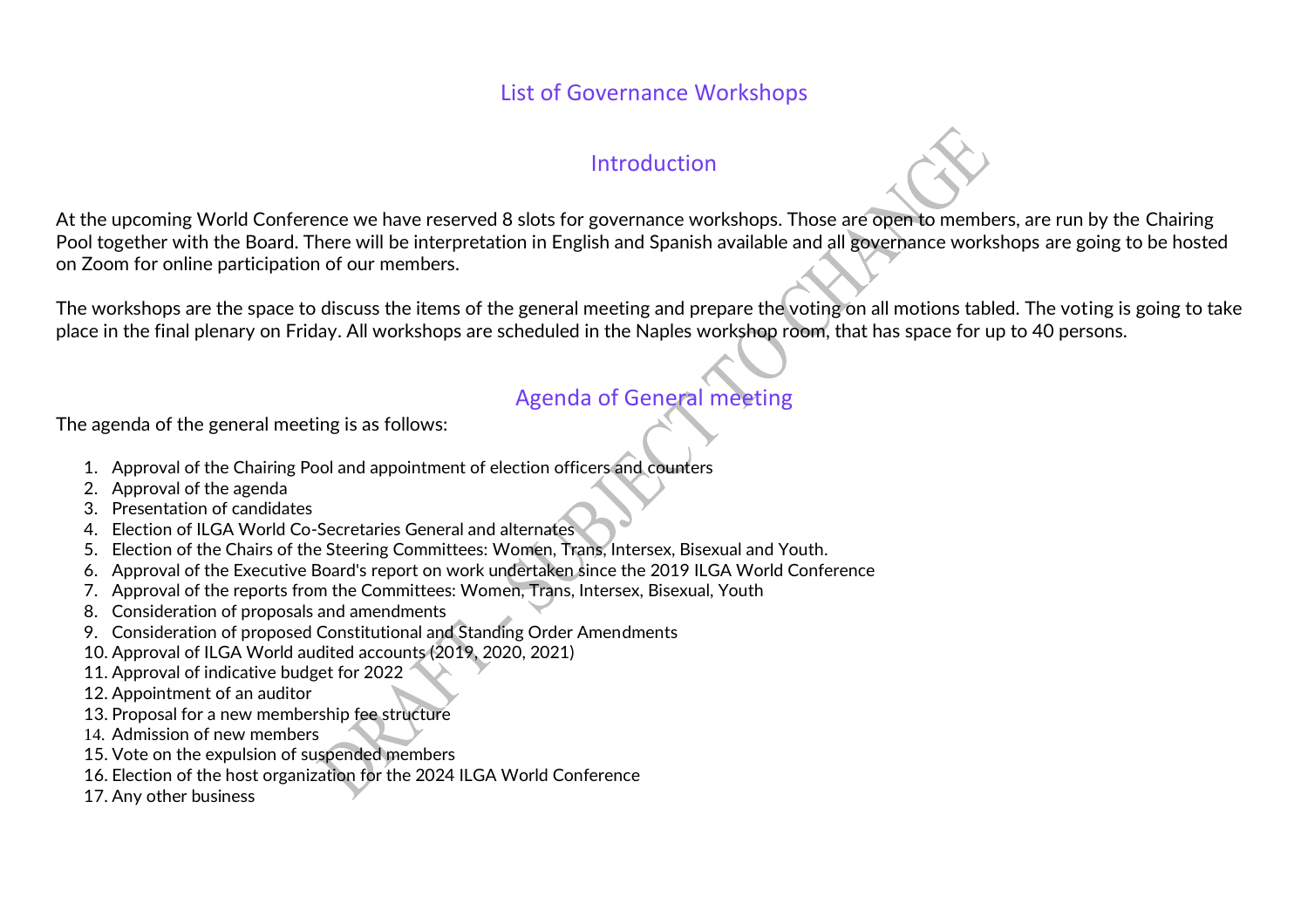# List of Governance Workshops

## Introduction

At the upcoming World Conference we have reserved 8 slots for governance workshops. Those are open to members, are run by the Chairing Pool together with the Board. There will be interpretation in English and Spanish available and all governance workshops are going to be hosted on Zoom for online participation of our members.

The workshops are the space to discuss the items of the general meeting and prepare the voting on all motions tabled. The voting is going to take place in the final plenary on Friday. All workshops are scheduled in the Naples workshop room, that has space for up to 40 persons.

## Agenda of General meeting

The agenda of the general meeting is as follows:

1. Approval of the Chairing Pool and appointment of election officers and counters
2. Approval of the agenda
3. Presentation of candidates
4. Election of ILGA World Co-Secretaries General and alternates
5. Election of the Chairs of the Steering Committees: Women, Trans, Intersex, Bisexual and Youth.
6. Approval of the Executive Board's report on work undertaken since the 2019 ILGA World Conference
7. Approval of the reports from the Committees: Women, Trans, Intersex, Bisexual, Youth
8. Consideration of proposals and amendments
9. Consideration of proposed Constitutional and Standing Order Amendments
10. Approval of ILGA World audited accounts (2019, 2020, 2021)
11. Approval of indicative budget for 2022
12. Appointment of an auditor
13. Proposal for a new membership fee structure
14. Admission of new members
15. Vote on the expulsion of suspended members
16. Election of the host organization for the 2024 ILGA World Conference
17. Any other business

DRAFT - SUBJECT TO CHANGE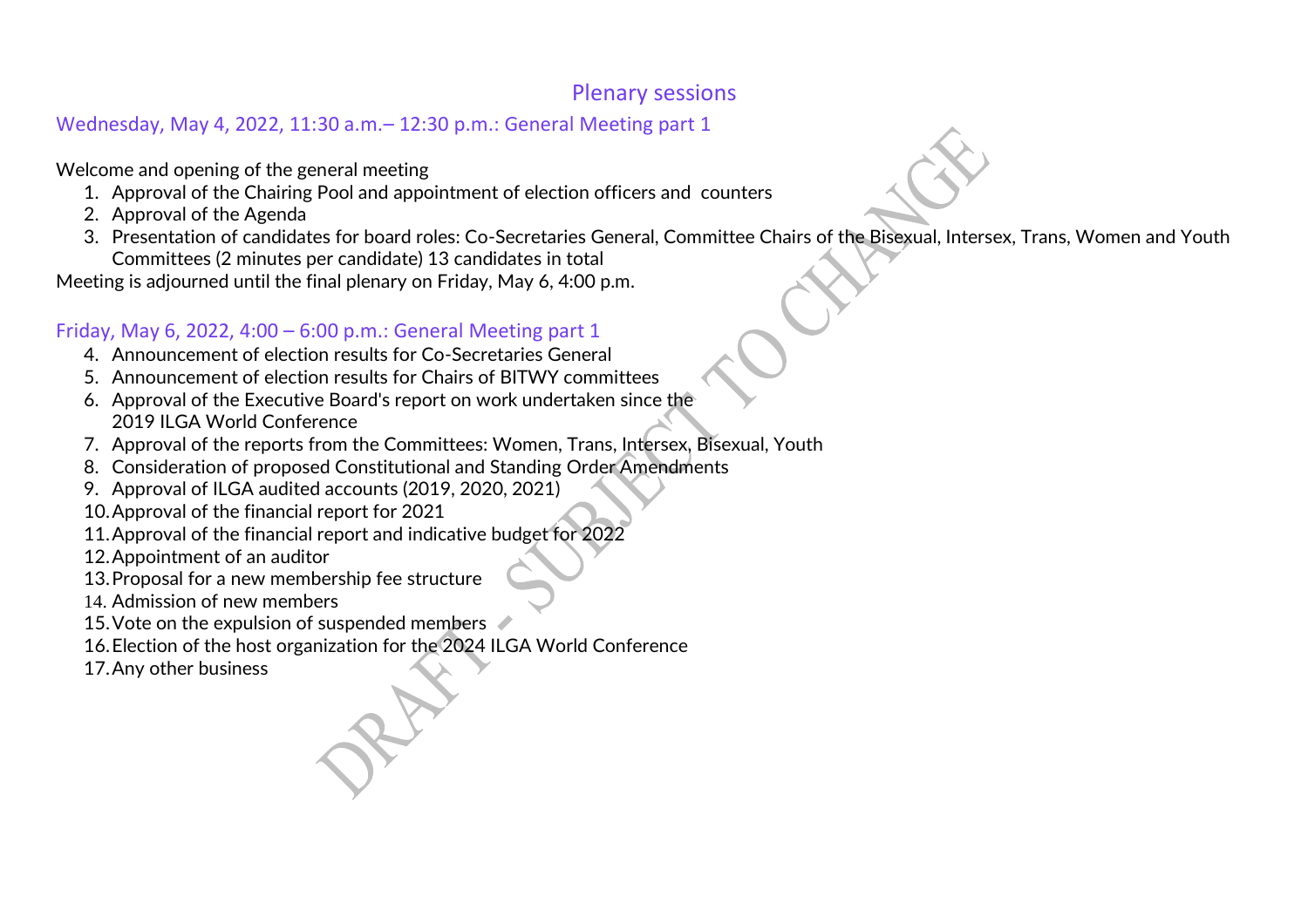# Plenary sessions

## Wednesday, May 4, 2022, 11:30 a.m.– 12:30 p.m.: General Meeting part 1

Welcome and opening of the general meeting

1. Approval of the Chairing Pool and appointment of election officers and counters
2. Approval of the Agenda
3. Presentation of candidates for board roles: Co-Secretaries General, Committee Chairs of the Bisexual, Intersex, Trans, Women and Youth Committees (2 minutes per candidate) 13 candidates in total

Meeting is adjourned until the final plenary on Friday, May 6, 4:00 p.m.

## Friday, May 6, 2022, 4:00 – 6:00 p.m.: General Meeting part 1

4. Announcement of election results for Co-Secretaries General
5. Announcement of election results for Chairs of BITWY committees
6. Approval of the Executive Board's report on work undertaken since the 2019 ILGA World Conference
7. Approval of the reports from the Committees: Women, Trans, Intersex, Bisexual, Youth
8. Consideration of proposed Constitutional and Standing Order Amendments
9. Approval of ILGA audited accounts (2019, 2020, 2021)
10. Approval of the financial report for 2021
11. Approval of the financial report and indicative budget for 2022
12. Appointment of an auditor
13. Proposal for a new membership fee structure
14. Admission of new members
15. Vote on the expulsion of suspended members
16. Election of the host organization for the 2024 ILGA World Conference
17. Any other business

DRAFT - SUBJECT TO CHANGE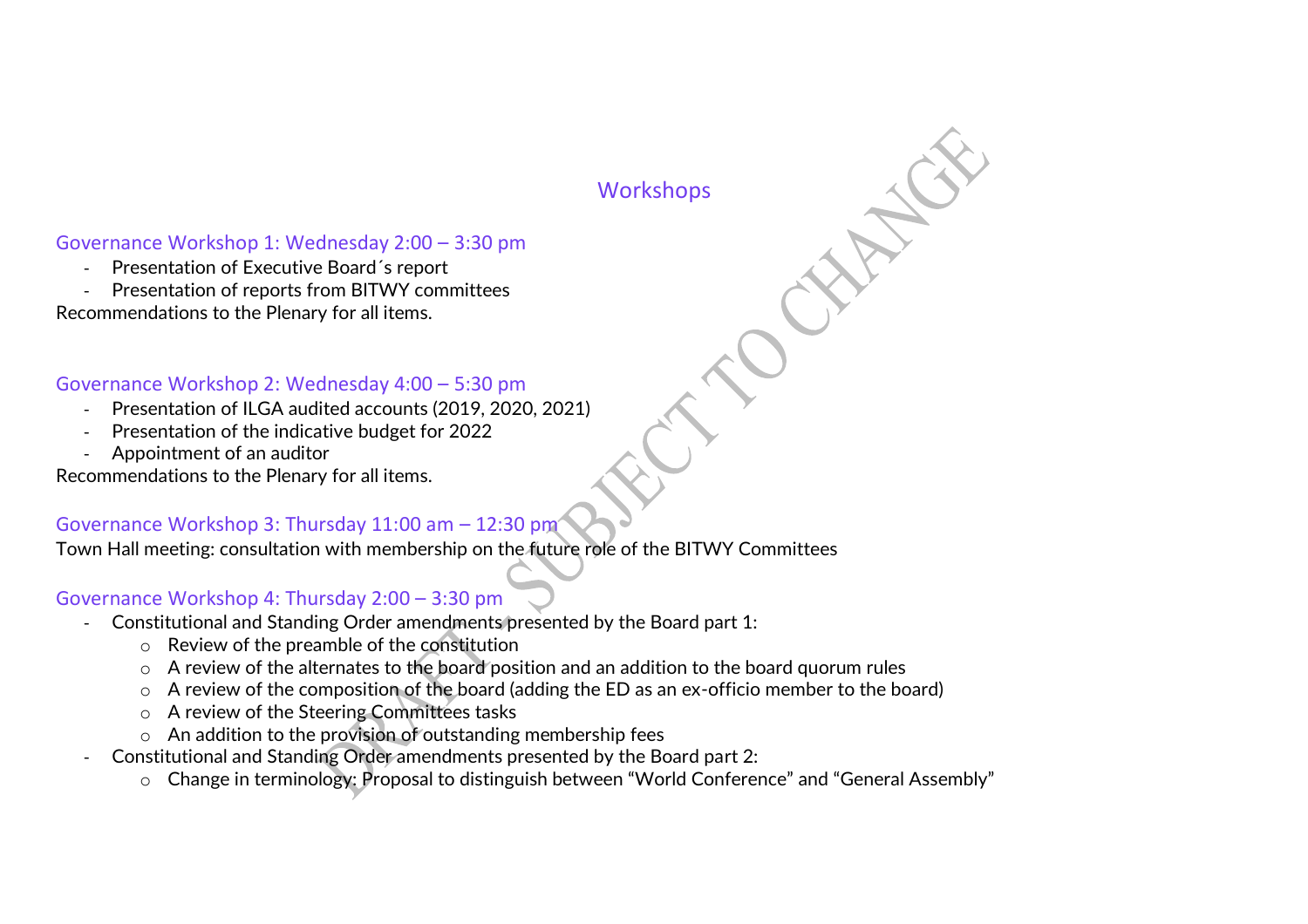## Workshops

### Governance Workshop 1: Wednesday 2:00 – 3:30 pm

- Presentation of Executive Board´s report
- Presentation of reports from BITWY committees

Recommendations to the Plenary for all items.

### Governance Workshop 2: Wednesday 4:00 – 5:30 pm

- Presentation of ILGA audited accounts (2019, 2020, 2021)
- Presentation of the indicative budget for 2022
- Appointment of an auditor

Recommendations to the Plenary for all items.

### Governance Workshop 3: Thursday 11:00 am – 12:30 pm

Town Hall meeting: consultation with membership on the future role of the BITWY Committees

### Governance Workshop 4: Thursday 2:00 – 3:30 pm

- Constitutional and Standing Order amendments presented by the Board part 1:
  - Review of the preamble of the constitution
  - A review of the alternates to the board position and an addition to the board quorum rules
  - A review of the composition of the board (adding the ED as an ex-officio member to the board)
  - A review of the Steering Committees tasks
  - An addition to the provision of outstanding membership fees
- Constitutional and Standing Order amendments presented by the Board part 2:
  - Change in terminology: Proposal to distinguish between "World Conference" and "General Assembly"

DRAFT – SUBJECT TO CHANGE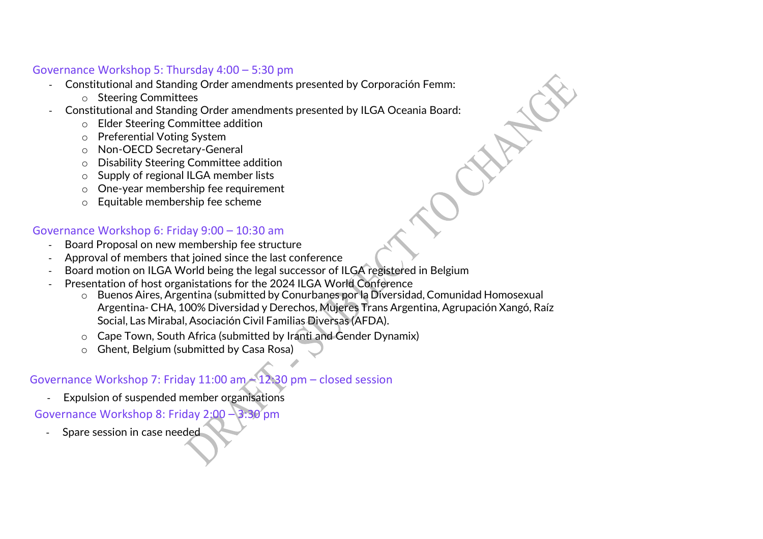### Governance Workshop 5: Thursday 4:00 – 5:30 pm

- Constitutional and Standing Order amendments presented by Corporación Femm:
  - Steering Committees
- Constitutional and Standing Order amendments presented by ILGA Oceania Board:
  - Elder Steering Committee addition
  - Preferential Voting System
  - Non-OECD Secretary-General
  - Disability Steering Committee addition
  - Supply of regional ILGA member lists
  - One-year membership fee requirement
  - Equitable membership fee scheme

### Governance Workshop 6: Friday 9:00 – 10:30 am

- Board Proposal on new membership fee structure
- Approval of members that joined since the last conference
- Board motion on ILGA World being the legal successor of ILGA registered in Belgium
- Presentation of host organistations for the 2024 ILGA World Conference
  - Buenos Aires, Argentina (submitted by Conurbanes por la Diversidad, Comunidad Homosexual Argentina- CHA, 100% Diversidad y Derechos, Mujeres Trans Argentina, Agrupación Xangó, Raíz Social, Las Mirabal, Asociación Civil Familias Diversas (AFDA).
  - Cape Town, South Africa (submitted by Iranti and Gender Dynamix)
  - Ghent, Belgium (submitted by Casa Rosa)

### Governance Workshop 7: Friday 11:00 am – 12:30 pm – closed session

- Expulsion of suspended member organisations

### Governance Workshop 8: Friday 2:00 – 3:30 pm

- Spare session in case needed

DRAFT - SUBJECT TO CHANGE